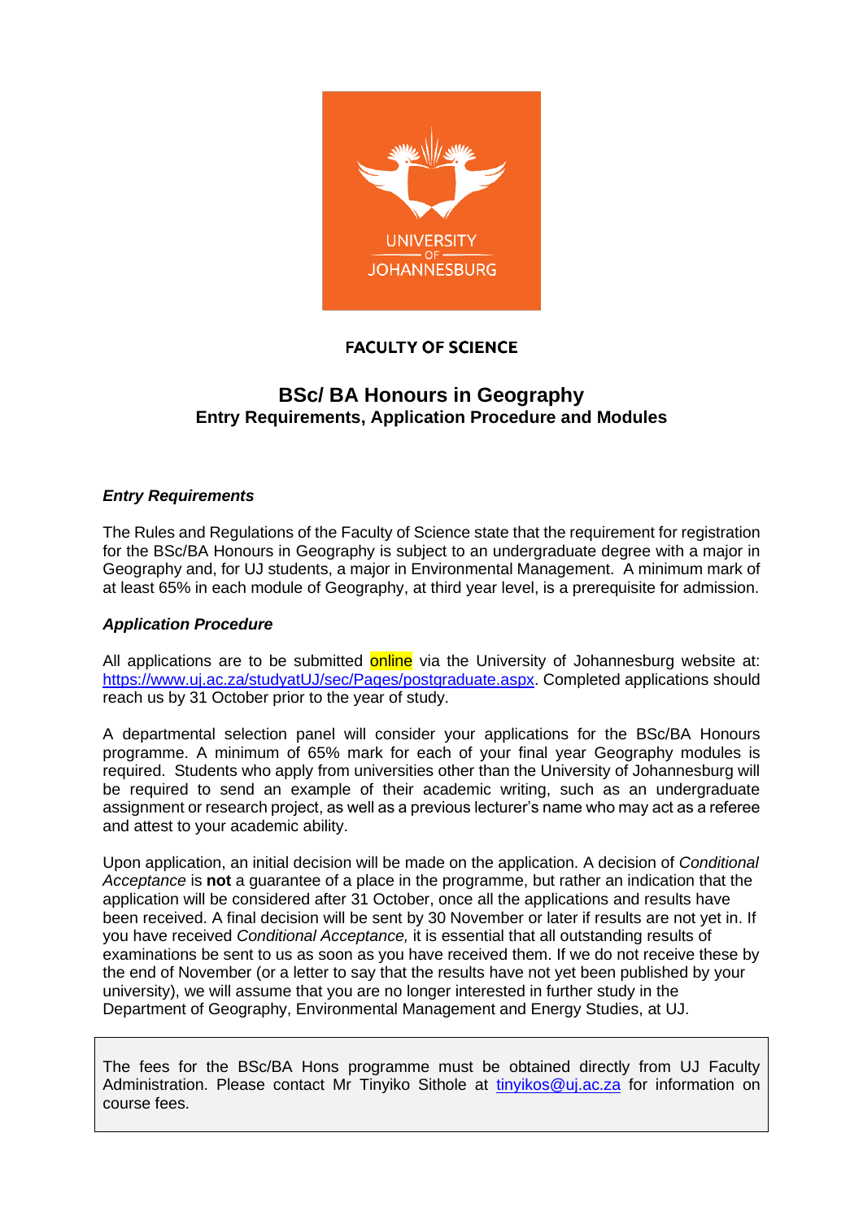UNIVERSITY OF JOHANNESBURG

**FACULTY OF SCIENCE**

# BSc/ BA Honours in Geography

## Entry Requirements, Application Procedure and Modules

### *Entry Requirements*

The Rules and Regulations of the Faculty of Science state that the requirement for registration for the BSc/BA Honours in Geography is subject to an undergraduate degree with a major in Geography and, for UJ students, a major in Environmental Management. A minimum mark of at least 65% in each module of Geography, at third year level, is a prerequisite for admission.

### *Application Procedure*

All applications are to be submitted online via the University of Johannesburg website at: [https://www.uj.ac.za/studyatUJ/sec/Pages/postgraduate.aspx](https://www.uj.ac.za/studyatUJ/sec/Pages/postgraduate.aspx). Completed applications should reach us by 31 October prior to the year of study.

A departmental selection panel will consider your applications for the BSc/BA Honours programme. A minimum of 65% mark for each of your final year Geography modules is required. Students who apply from universities other than the University of Johannesburg will be required to send an example of their academic writing, such as an undergraduate assignment or research project, as well as a previous lecturer's name who may act as a referee and attest to your academic ability.

Upon application, an initial decision will be made on the application. A decision of *Conditional Acceptance* is **not** a guarantee of a place in the programme, but rather an indication that the application will be considered after 31 October, once all the applications and results have been received. A final decision will be sent by 30 November or later if results are not yet in. If you have received *Conditional Acceptance,* it is essential that all outstanding results of examinations be sent to us as soon as you have received them. If we do not receive these by the end of November (or a letter to say that the results have not yet been published by your university), we will assume that you are no longer interested in further study in the Department of Geography, Environmental Management and Energy Studies, at UJ.

The fees for the BSc/BA Hons programme must be obtained directly from UJ Faculty Administration. Please contact Mr Tinyiko Sithole at [tinyikos@uj.ac.za](mailto:tinyikos@uj.ac.za) for information on course fees.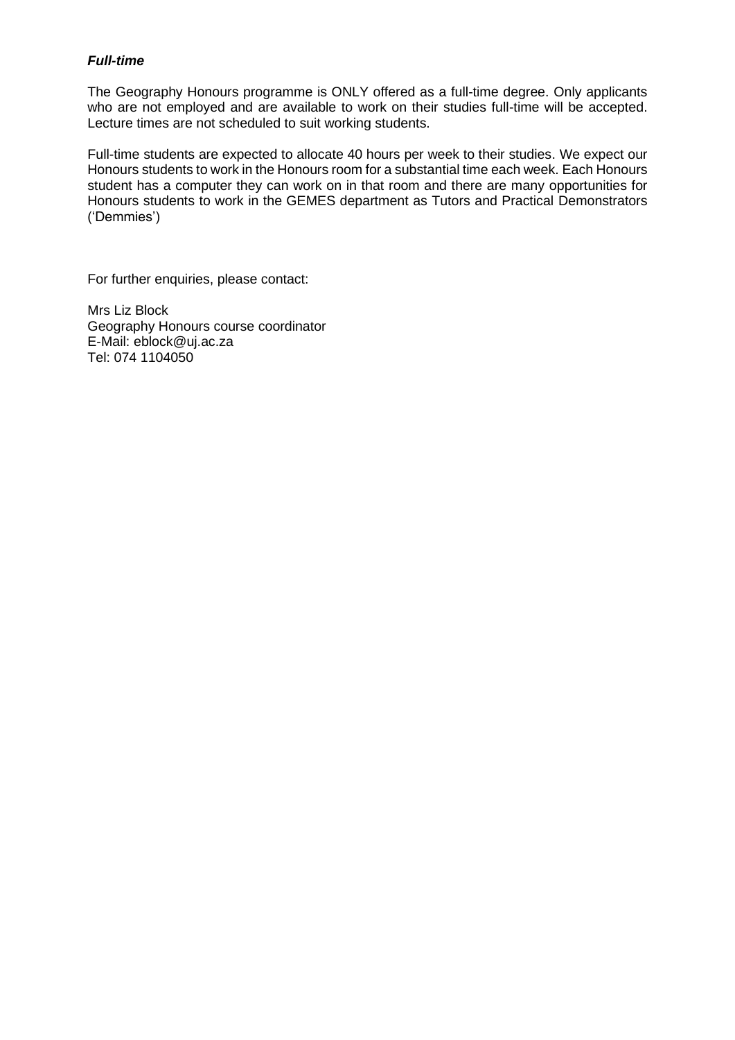***Full-time***

The Geography Honours programme is ONLY offered as a full-time degree. Only applicants who are not employed and are available to work on their studies full-time will be accepted. Lecture times are not scheduled to suit working students.

Full-time students are expected to allocate 40 hours per week to their studies. We expect our Honours students to work in the Honours room for a substantial time each week. Each Honours student has a computer they can work on in that room and there are many opportunities for Honours students to work in the GEMES department as Tutors and Practical Demonstrators ('Demmies')

For further enquiries, please contact:

Mrs Liz Block  
Geography Honours course coordinator  
E-Mail: eblock@uj.ac.za  
Tel: 074 1104050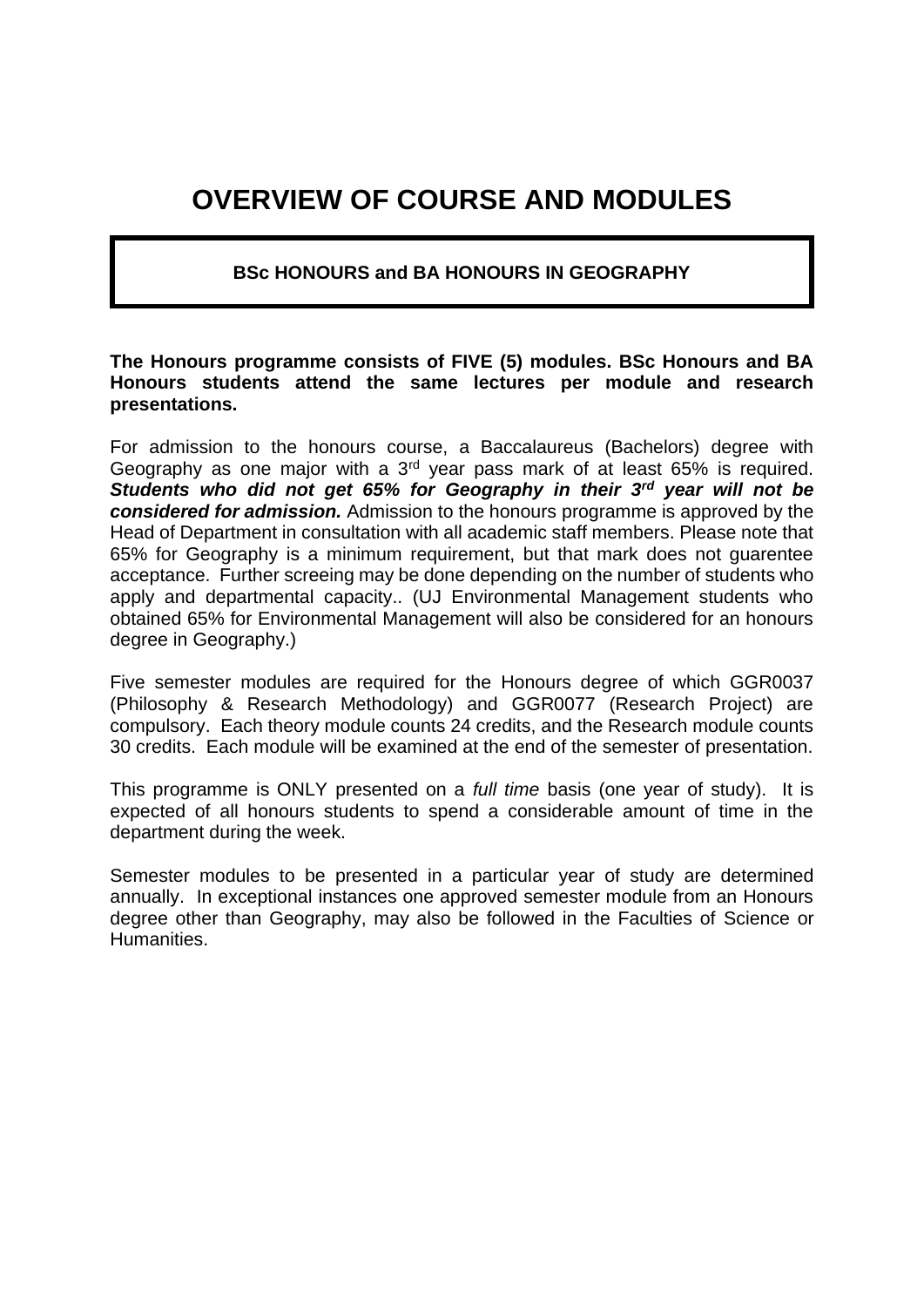# OVERVIEW OF COURSE AND MODULES

**BSc HONOURS and BA HONOURS IN GEOGRAPHY**

**The Honours programme consists of FIVE (5) modules. BSc Honours and BA Honours students attend the same lectures per module and research presentations.**

For admission to the honours course, a Baccalaureus (Bachelors) degree with Geography as one major with a 3rd year pass mark of at least 65% is required. ***Students who did not get 65% for Geography in their 3rd year will not be considered for admission.*** Admission to the honours programme is approved by the Head of Department in consultation with all academic staff members. Please note that 65% for Geography is a minimum requirement, but that mark does not guarentee acceptance. Further screeing may be done depending on the number of students who apply and departmental capacity.. (UJ Environmental Management students who obtained 65% for Environmental Management will also be considered for an honours degree in Geography.)

Five semester modules are required for the Honours degree of which GGR0037 (Philosophy & Research Methodology) and GGR0077 (Research Project) are compulsory. Each theory module counts 24 credits, and the Research module counts 30 credits. Each module will be examined at the end of the semester of presentation.

This programme is ONLY presented on a *full time* basis (one year of study). It is expected of all honours students to spend a considerable amount of time in the department during the week.

Semester modules to be presented in a particular year of study are determined annually. In exceptional instances one approved semester module from an Honours degree other than Geography, may also be followed in the Faculties of Science or Humanities.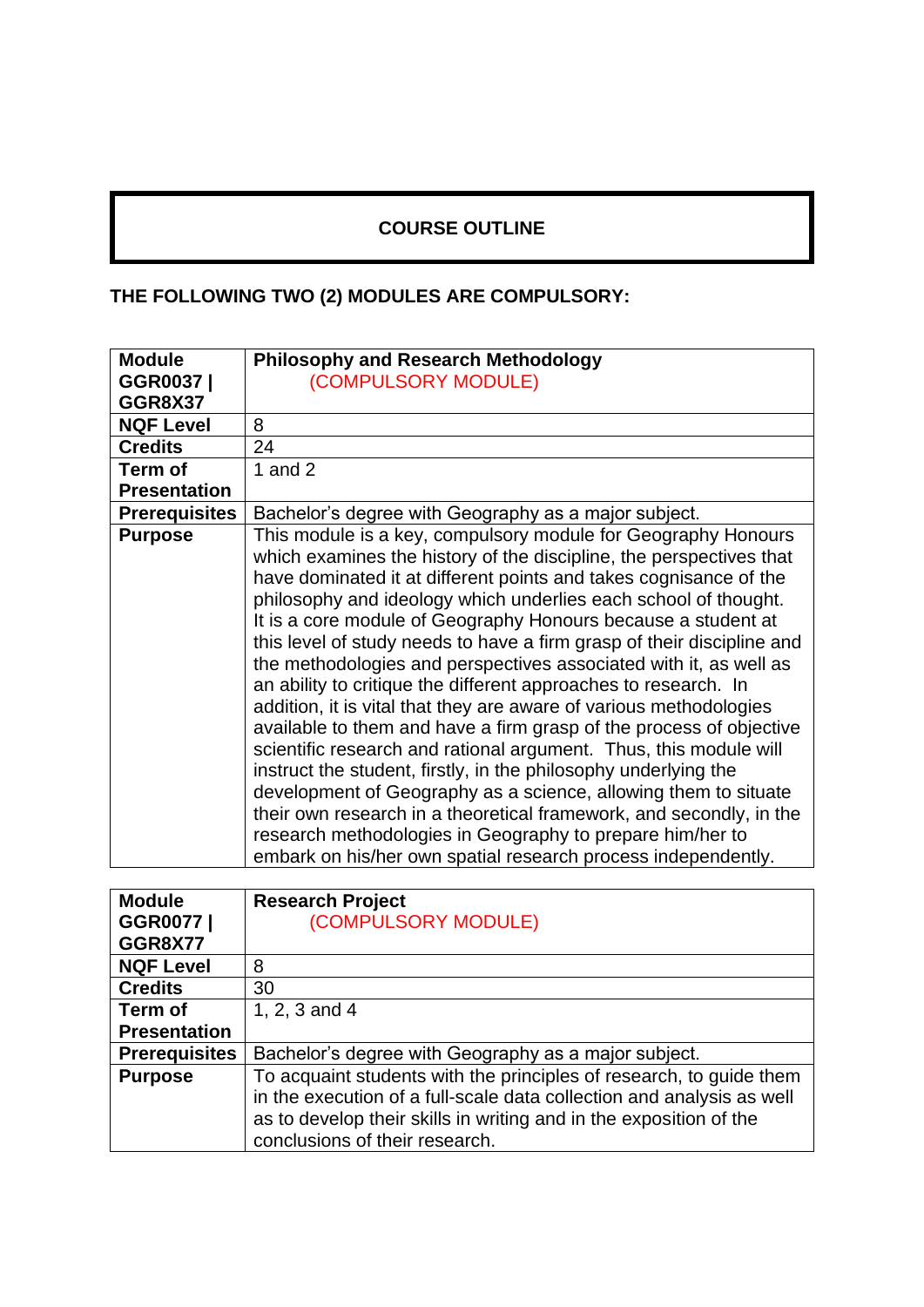# COURSE OUTLINE

**THE FOLLOWING TWO (2) MODULES ARE COMPULSORY:**

| **Module GGR0037 \| GGR8X37** | **Philosophy and Research Methodology** (COMPULSORY MODULE) |
|---|---|
| **NQF Level** | 8 |
| **Credits** | 24 |
| **Term of Presentation** | 1 and 2 |
| **Prerequisites** | Bachelor's degree with Geography as a major subject. |
| **Purpose** | This module is a key, compulsory module for Geography Honours which examines the history of the discipline, the perspectives that have dominated it at different points and takes cognisance of the philosophy and ideology which underlies each school of thought. It is a core module of Geography Honours because a student at this level of study needs to have a firm grasp of their discipline and the methodologies and perspectives associated with it, as well as an ability to critique the different approaches to research. In addition, it is vital that they are aware of various methodologies available to them and have a firm grasp of the process of objective scientific research and rational argument. Thus, this module will instruct the student, firstly, in the philosophy underlying the development of Geography as a science, allowing them to situate their own research in a theoretical framework, and secondly, in the research methodologies in Geography to prepare him/her to embark on his/her own spatial research process independently. |

| **Module GGR0077 \| GGR8X77** | **Research Project** (COMPULSORY MODULE) |
|---|---|
| **NQF Level** | 8 |
| **Credits** | 30 |
| **Term of Presentation** | 1, 2, 3 and 4 |
| **Prerequisites** | Bachelor's degree with Geography as a major subject. |
| **Purpose** | To acquaint students with the principles of research, to guide them in the execution of a full-scale data collection and analysis as well as to develop their skills in writing and in the exposition of the conclusions of their research. |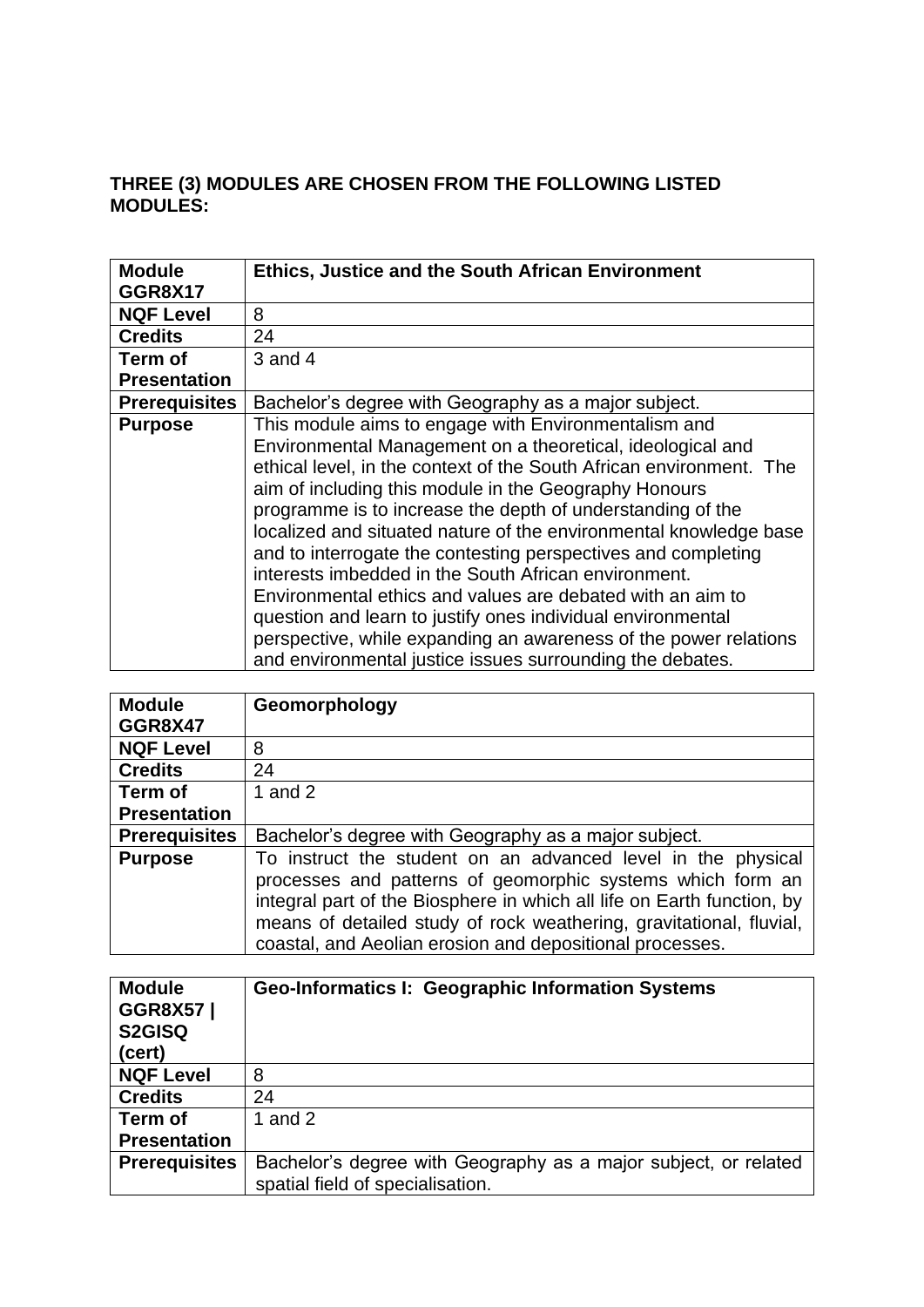**THREE (3) MODULES ARE CHOSEN FROM THE FOLLOWING LISTED MODULES:**

| **Module GGR8X17** | **Ethics, Justice and the South African Environment** |
|---|---|
| **NQF Level** | 8 |
| **Credits** | 24 |
| **Term of Presentation** | 3 and 4 |
| **Prerequisites** | Bachelor's degree with Geography as a major subject. |
| **Purpose** | This module aims to engage with Environmentalism and Environmental Management on a theoretical, ideological and ethical level, in the context of the South African environment. The aim of including this module in the Geography Honours programme is to increase the depth of understanding of the localized and situated nature of the environmental knowledge base and to interrogate the contesting perspectives and completing interests imbedded in the South African environment. Environmental ethics and values are debated with an aim to question and learn to justify ones individual environmental perspective, while expanding an awareness of the power relations and environmental justice issues surrounding the debates. |

| **Module GGR8X47** | **Geomorphology** |
|---|---|
| **NQF Level** | 8 |
| **Credits** | 24 |
| **Term of Presentation** | 1 and 2 |
| **Prerequisites** | Bachelor's degree with Geography as a major subject. |
| **Purpose** | To instruct the student on an advanced level in the physical processes and patterns of geomorphic systems which form an integral part of the Biosphere in which all life on Earth function, by means of detailed study of rock weathering, gravitational, fluvial, coastal, and Aeolian erosion and depositional processes. |

| **Module GGR8X57 \| S2GISQ (cert)** | **Geo-Informatics I: Geographic Information Systems** |
|---|---|
| **NQF Level** | 8 |
| **Credits** | 24 |
| **Term of Presentation** | 1 and 2 |
| **Prerequisites** | Bachelor's degree with Geography as a major subject, or related spatial field of specialisation. |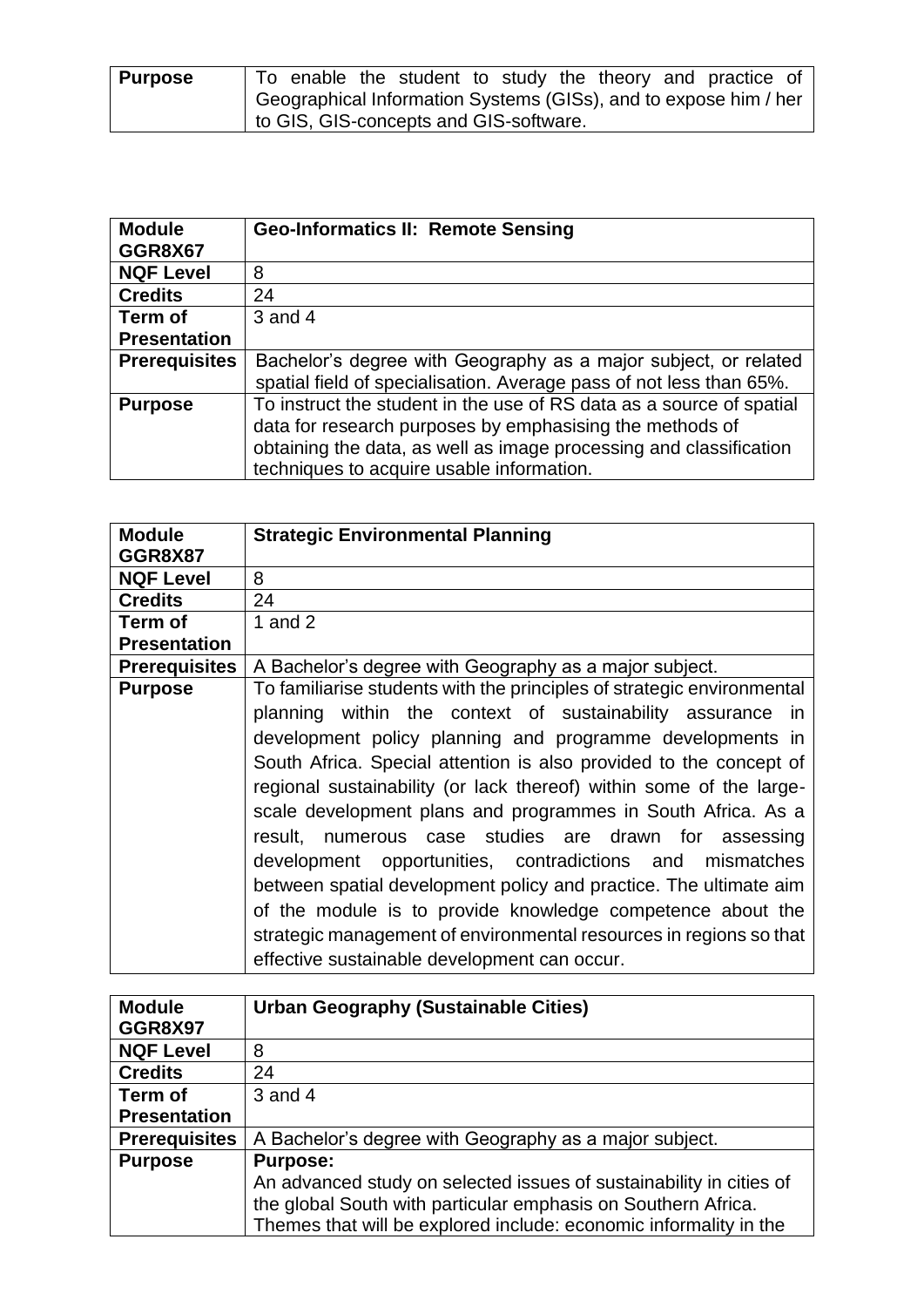| **Purpose** | To enable the student to study the theory and practice of Geographical Information Systems (GISs), and to expose him / her to GIS, GIS-concepts and GIS-software. |
|---|---|

| **Module GGR8X67** | **Geo-Informatics II: Remote Sensing** |
|---|---|
| **NQF Level** | 8 |
| **Credits** | 24 |
| **Term of Presentation** | 3 and 4 |
| **Prerequisites** | Bachelor's degree with Geography as a major subject, or related spatial field of specialisation. Average pass of not less than 65%. |
| **Purpose** | To instruct the student in the use of RS data as a source of spatial data for research purposes by emphasising the methods of obtaining the data, as well as image processing and classification techniques to acquire usable information. |

| **Module GGR8X87** | **Strategic Environmental Planning** |
|---|---|
| **NQF Level** | 8 |
| **Credits** | 24 |
| **Term of Presentation** | 1 and 2 |
| **Prerequisites** | A Bachelor's degree with Geography as a major subject. |
| **Purpose** | To familiarise students with the principles of strategic environmental planning within the context of sustainability assurance in development policy planning and programme developments in South Africa. Special attention is also provided to the concept of regional sustainability (or lack thereof) within some of the large-scale development plans and programmes in South Africa. As a result, numerous case studies are drawn for assessing development opportunities, contradictions and mismatches between spatial development policy and practice. The ultimate aim of the module is to provide knowledge competence about the strategic management of environmental resources in regions so that effective sustainable development can occur. |

| **Module GGR8X97** | **Urban Geography (Sustainable Cities)** |
|---|---|
| **NQF Level** | 8 |
| **Credits** | 24 |
| **Term of Presentation** | 3 and 4 |
| **Prerequisites** | A Bachelor's degree with Geography as a major subject. |
| **Purpose** | **Purpose:** An advanced study on selected issues of sustainability in cities of the global South with particular emphasis on Southern Africa. Themes that will be explored include: economic informality in the |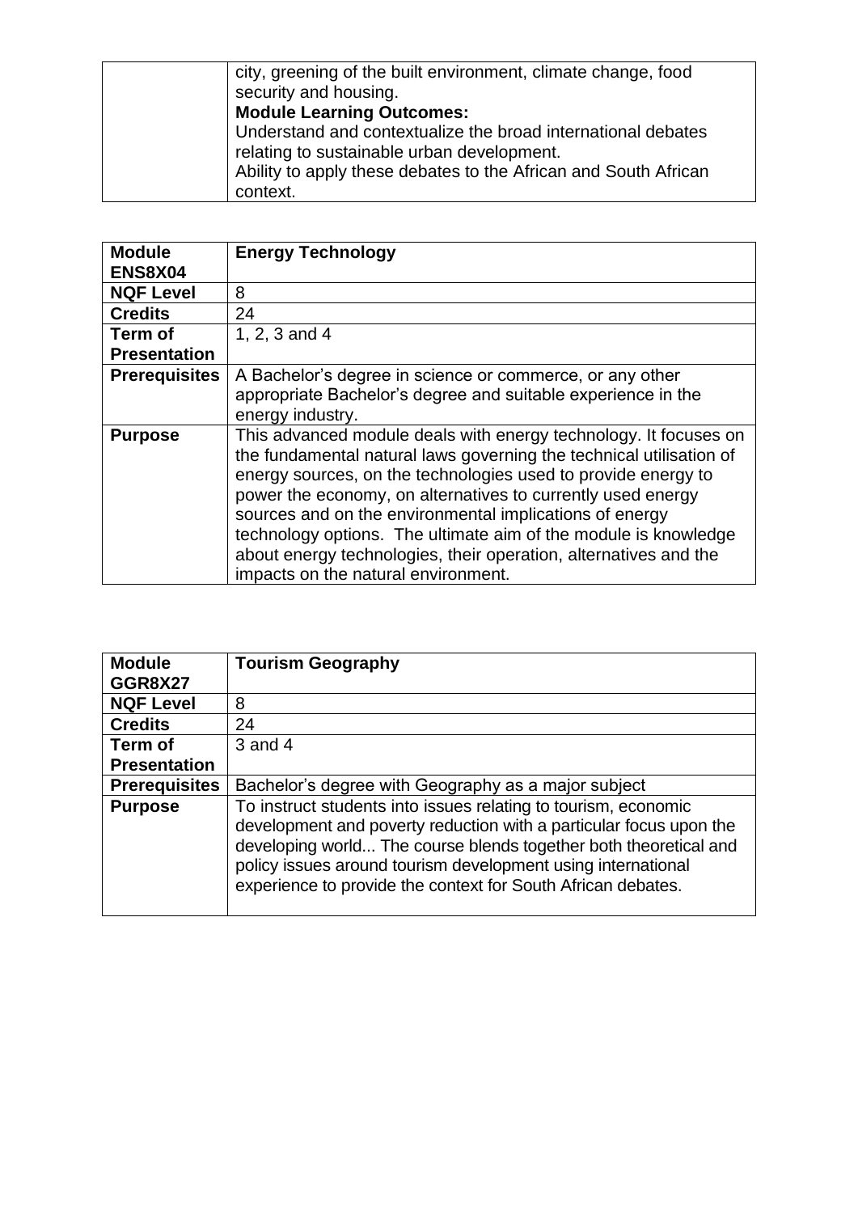| | |
|---|---|
| | city, greening of the built environment, climate change, food security and housing.<br>**Module Learning Outcomes:**<br>Understand and contextualize the broad international debates relating to sustainable urban development.<br>Ability to apply these debates to the African and South African context. |

| **Module ENS8X04** | **Energy Technology** |
|---|---|
| **NQF Level** | 8 |
| **Credits** | 24 |
| **Term of Presentation** | 1, 2, 3 and 4 |
| **Prerequisites** | A Bachelor's degree in science or commerce, or any other appropriate Bachelor's degree and suitable experience in the energy industry. |
| **Purpose** | This advanced module deals with energy technology. It focuses on the fundamental natural laws governing the technical utilisation of energy sources, on the technologies used to provide energy to power the economy, on alternatives to currently used energy sources and on the environmental implications of energy technology options. The ultimate aim of the module is knowledge about energy technologies, their operation, alternatives and the impacts on the natural environment. |

| **Module GGR8X27** | **Tourism Geography** |
|---|---|
| **NQF Level** | 8 |
| **Credits** | 24 |
| **Term of Presentation** | 3 and 4 |
| **Prerequisites** | Bachelor's degree with Geography as a major subject |
| **Purpose** | To instruct students into issues relating to tourism, economic development and poverty reduction with a particular focus upon the developing world... The course blends together both theoretical and policy issues around tourism development using international experience to provide the context for South African debates. |